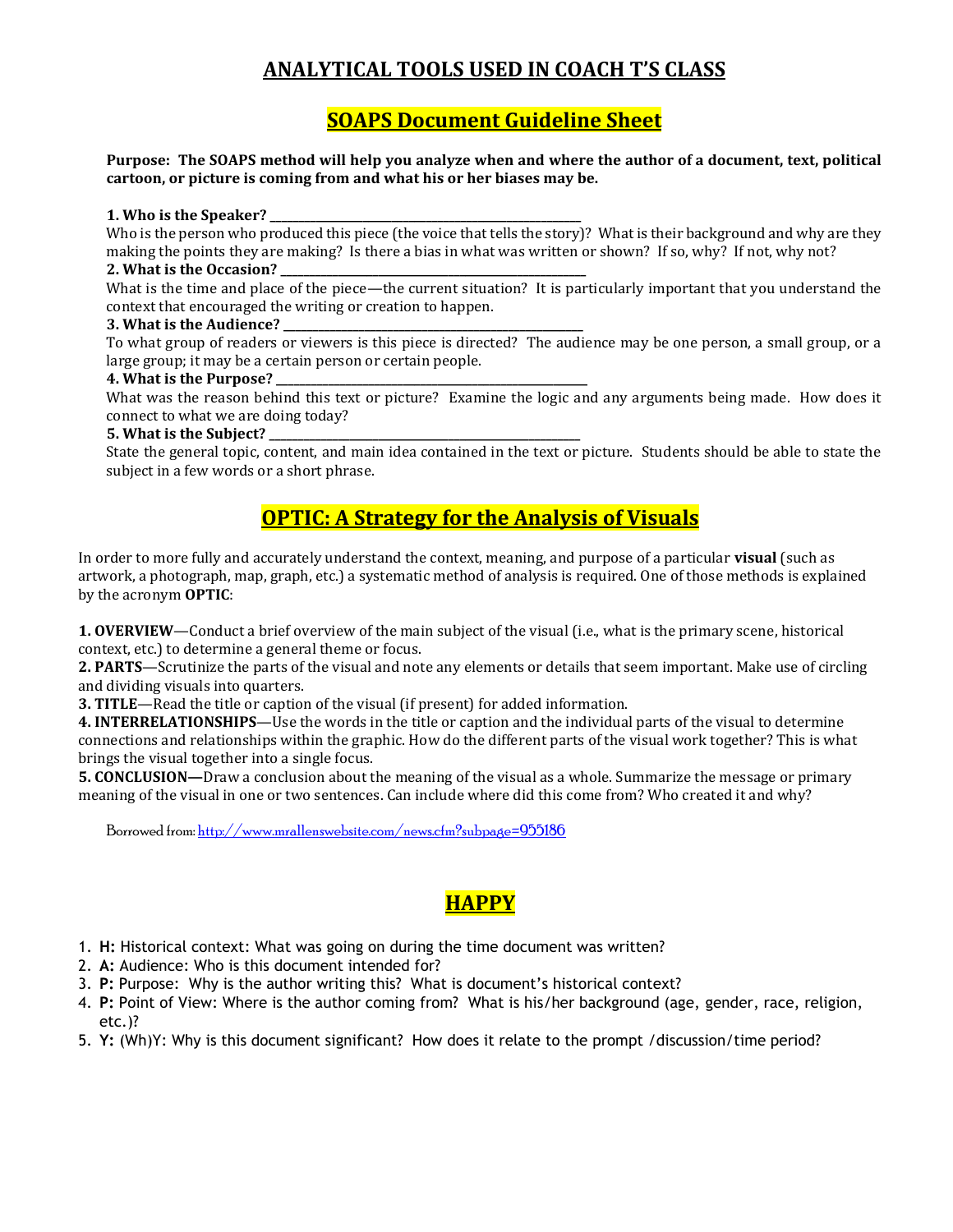# ANALYTICAL TOOLS USED IN COACH T'S CLASS

## SOAPS Document Guideline Sheet

**Purpose: The SOAPS method will help you analyze when and where the author of a document, text, political cartoon, or picture is coming from and what his or her biases may be.**

**1. Who is the Speaker? ____________________________________________**
Who is the person who produced this piece (the voice that tells the story)? What is their background and why are they making the points they are making? Is there a bias in what was written or shown? If so, why? If not, why not?

**2. What is the Occasion? ____________________________________________**
What is the time and place of the piece—the current situation? It is particularly important that you understand the context that encouraged the writing or creation to happen.

**3. What is the Audience? ____________________________________________**
To what group of readers or viewers is this piece is directed? The audience may be one person, a small group, or a large group; it may be a certain person or certain people.

**4. What is the Purpose? ____________________________________________**
What was the reason behind this text or picture? Examine the logic and any arguments being made. How does it connect to what we are doing today?

**5. What is the Subject? ____________________________________________**
State the general topic, content, and main idea contained in the text or picture. Students should be able to state the subject in a few words or a short phrase.

## OPTIC: A Strategy for the Analysis of Visuals

In order to more fully and accurately understand the context, meaning, and purpose of a particular **visual** (such as artwork, a photograph, map, graph, etc.) a systematic method of analysis is required. One of those methods is explained by the acronym **OPTIC**:

**1. OVERVIEW**—Conduct a brief overview of the main subject of the visual (i.e., what is the primary scene, historical context, etc.) to determine a general theme or focus.
**2. PARTS**—Scrutinize the parts of the visual and note any elements or details that seem important. Make use of circling and dividing visuals into quarters.
**3. TITLE**—Read the title or caption of the visual (if present) for added information.
**4. INTERRELATIONSHIPS**—Use the words in the title or caption and the individual parts of the visual to determine connections and relationships within the graphic. How do the different parts of the visual work together? This is what brings the visual together into a single focus.
**5. CONCLUSION—**Draw a conclusion about the meaning of the visual as a whole. Summarize the message or primary meaning of the visual in one or two sentences. Can include where did this come from? Who created it and why?

Borrowed from: http://www.mrallenswebsite.com/news.cfm?subpage=955186

## HAPPY

1. **H:** Historical context: What was going on during the time document was written?
2. **A:** Audience: Who is this document intended for?
3. **P:** Purpose: Why is the author writing this? What is document's historical context?
4. **P:** Point of View: Where is the author coming from? What is his/her background (age, gender, race, religion, etc.)?
5. **Y:** (Wh)Y: Why is this document significant? How does it relate to the prompt /discussion/time period?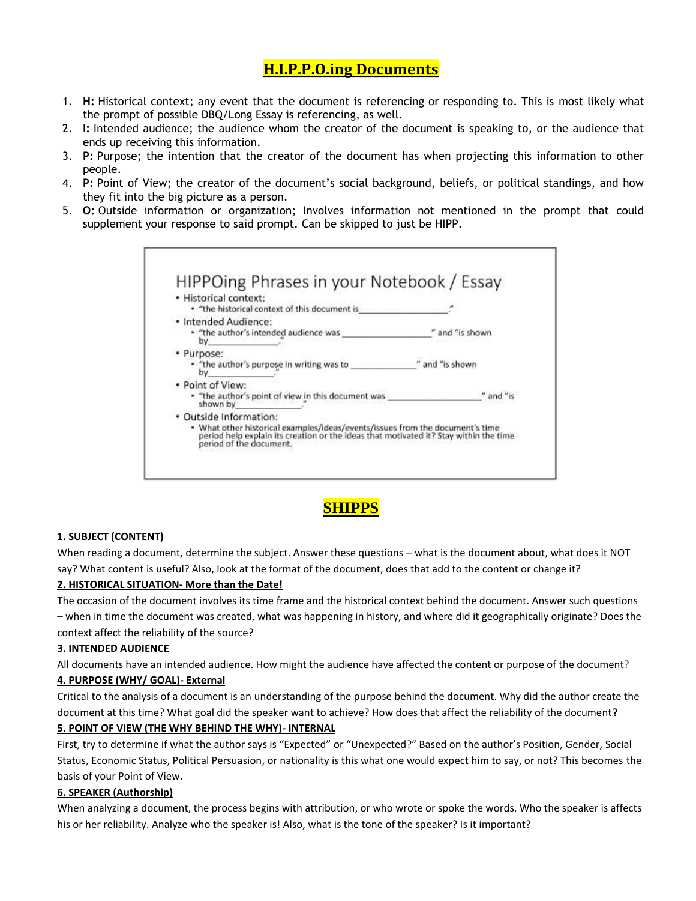# H.I.P.P.O.ing Documents

1. **H:** Historical context; any event that the document is referencing or responding to. This is most likely what the prompt of possible DBQ/Long Essay is referencing, as well.
2. **I:** Intended audience; the audience whom the creator of the document is speaking to, or the audience that ends up receiving this information.
3. **P:** Purpose; the intention that the creator of the document has when projecting this information to other people.
4. **P:** Point of View; the creator of the document's social background, beliefs, or political standings, and how they fit into the big picture as a person.
5. **O:** Outside information or organization; Involves information not mentioned in the prompt that could supplement your response to said prompt. Can be skipped to just be HIPP.

## HIPPOing Phrases in your Notebook / Essay

- Historical context:
  - "the historical context of this document is\_\_\_\_\_\_\_\_\_\_\_\_\_\_\_\_\_\_."
- Intended Audience:
  - "the author's intended audience was \_\_\_\_\_\_\_\_\_\_\_\_\_\_\_\_\_\_" and "is shown by\_\_\_\_\_\_\_\_\_\_\_\_\_\_."
- Purpose:
  - "the author's purpose in writing was to \_\_\_\_\_\_\_\_\_\_\_\_\_\_" and "is shown by\_\_\_\_\_\_\_\_\_\_\_\_\_\_."
- Point of View:
  - "the author's point of view in this document was \_\_\_\_\_\_\_\_\_\_\_\_\_\_\_\_\_\_" and "is shown by\_\_\_\_\_\_\_\_\_\_\_\_\_\_."
- Outside Information:
  - What other historical examples/ideas/events/issues from the document's time period help explain its creation or the ideas that motivated it? Stay within the time period of the document.

# SHIPPS

**1. SUBJECT (CONTENT)**

When reading a document, determine the subject. Answer these questions – what is the document about, what does it NOT say? What content is useful? Also, look at the format of the document, does that add to the content or change it?

**2. HISTORICAL SITUATION- More than the Date!**

The occasion of the document involves its time frame and the historical context behind the document. Answer such questions – when in time the document was created, what was happening in history, and where did it geographically originate? Does the context affect the reliability of the source?

**3. INTENDED AUDIENCE**

All documents have an intended audience. How might the audience have affected the content or purpose of the document?

**4. PURPOSE (WHY/ GOAL)- External**

Critical to the analysis of a document is an understanding of the purpose behind the document. Why did the author create the document at this time? What goal did the speaker want to achieve? How does that affect the reliability of the document**?**

**5. POINT OF VIEW (THE WHY BEHIND THE WHY)- INTERNAL**

First, try to determine if what the author says is "Expected" or "Unexpected?" Based on the author's Position, Gender, Social Status, Economic Status, Political Persuasion, or nationality is this what one would expect him to say, or not? This becomes the basis of your Point of View.

**6. SPEAKER (Authorship)**

When analyzing a document, the process begins with attribution, or who wrote or spoke the words. Who the speaker is affects his or her reliability. Analyze who the speaker is! Also, what is the tone of the speaker? Is it important?